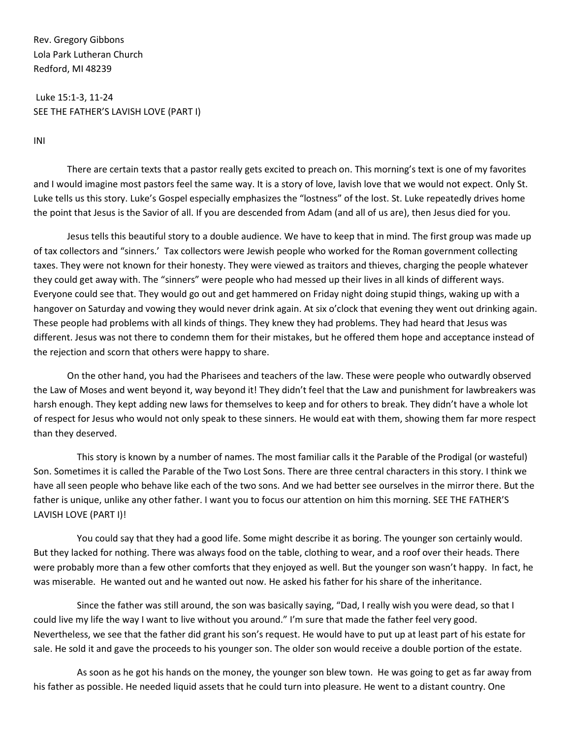Rev. Gregory Gibbons
Lola Park Lutheran Church
Redford, MI 48239

Luke 15:1-3, 11-24
SEE THE FATHER'S LAVISH LOVE (PART I)

INI

There are certain texts that a pastor really gets excited to preach on. This morning's text is one of my favorites and I would imagine most pastors feel the same way. It is a story of love, lavish love that we would not expect. Only St. Luke tells us this story. Luke's Gospel especially emphasizes the "lostness" of the lost. St. Luke repeatedly drives home the point that Jesus is the Savior of all. If you are descended from Adam (and all of us are), then Jesus died for you.

Jesus tells this beautiful story to a double audience. We have to keep that in mind. The first group was made up of tax collectors and "sinners.' Tax collectors were Jewish people who worked for the Roman government collecting taxes. They were not known for their honesty. They were viewed as traitors and thieves, charging the people whatever they could get away with. The "sinners" were people who had messed up their lives in all kinds of different ways. Everyone could see that. They would go out and get hammered on Friday night doing stupid things, waking up with a hangover on Saturday and vowing they would never drink again. At six o'clock that evening they went out drinking again. These people had problems with all kinds of things. They knew they had problems. They had heard that Jesus was different. Jesus was not there to condemn them for their mistakes, but he offered them hope and acceptance instead of the rejection and scorn that others were happy to share.

On the other hand, you had the Pharisees and teachers of the law. These were people who outwardly observed the Law of Moses and went beyond it, way beyond it! They didn't feel that the Law and punishment for lawbreakers was harsh enough. They kept adding new laws for themselves to keep and for others to break. They didn't have a whole lot of respect for Jesus who would not only speak to these sinners. He would eat with them, showing them far more respect than they deserved.

This story is known by a number of names. The most familiar calls it the Parable of the Prodigal (or wasteful) Son. Sometimes it is called the Parable of the Two Lost Sons. There are three central characters in this story. I think we have all seen people who behave like each of the two sons. And we had better see ourselves in the mirror there. But the father is unique, unlike any other father. I want you to focus our attention on him this morning. SEE THE FATHER'S LAVISH LOVE (PART I)!

You could say that they had a good life. Some might describe it as boring. The younger son certainly would. But they lacked for nothing. There was always food on the table, clothing to wear, and a roof over their heads. There were probably more than a few other comforts that they enjoyed as well. But the younger son wasn't happy. In fact, he was miserable. He wanted out and he wanted out now. He asked his father for his share of the inheritance.

Since the father was still around, the son was basically saying, "Dad, I really wish you were dead, so that I could live my life the way I want to live without you around." I'm sure that made the father feel very good. Nevertheless, we see that the father did grant his son's request. He would have to put up at least part of his estate for sale. He sold it and gave the proceeds to his younger son. The older son would receive a double portion of the estate.

As soon as he got his hands on the money, the younger son blew town. He was going to get as far away from his father as possible. He needed liquid assets that he could turn into pleasure. He went to a distant country. One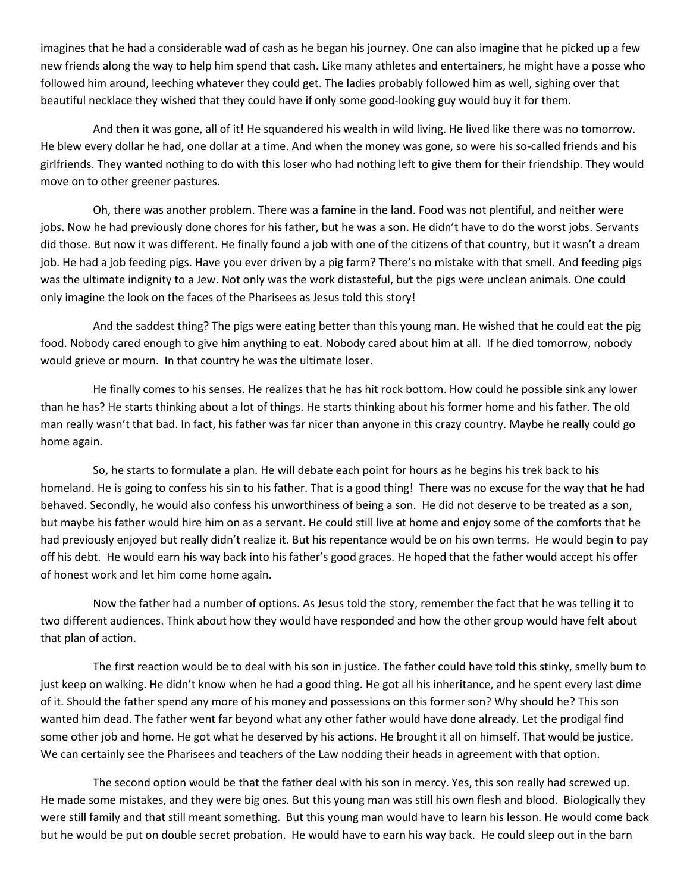imagines that he had a considerable wad of cash as he began his journey. One can also imagine that he picked up a few new friends along the way to help him spend that cash. Like many athletes and entertainers, he might have a posse who followed him around, leeching whatever they could get. The ladies probably followed him as well, sighing over that beautiful necklace they wished that they could have if only some good-looking guy would buy it for them.

And then it was gone, all of it! He squandered his wealth in wild living. He lived like there was no tomorrow. He blew every dollar he had, one dollar at a time. And when the money was gone, so were his so-called friends and his girlfriends. They wanted nothing to do with this loser who had nothing left to give them for their friendship. They would move on to other greener pastures.

Oh, there was another problem. There was a famine in the land. Food was not plentiful, and neither were jobs. Now he had previously done chores for his father, but he was a son. He didn't have to do the worst jobs. Servants did those. But now it was different. He finally found a job with one of the citizens of that country, but it wasn't a dream job. He had a job feeding pigs. Have you ever driven by a pig farm? There's no mistake with that smell. And feeding pigs was the ultimate indignity to a Jew. Not only was the work distasteful, but the pigs were unclean animals. One could only imagine the look on the faces of the Pharisees as Jesus told this story!

And the saddest thing? The pigs were eating better than this young man. He wished that he could eat the pig food. Nobody cared enough to give him anything to eat. Nobody cared about him at all. If he died tomorrow, nobody would grieve or mourn. In that country he was the ultimate loser.

He finally comes to his senses. He realizes that he has hit rock bottom. How could he possible sink any lower than he has? He starts thinking about a lot of things. He starts thinking about his former home and his father. The old man really wasn't that bad. In fact, his father was far nicer than anyone in this crazy country. Maybe he really could go home again.

So, he starts to formulate a plan. He will debate each point for hours as he begins his trek back to his homeland. He is going to confess his sin to his father. That is a good thing! There was no excuse for the way that he had behaved. Secondly, he would also confess his unworthiness of being a son. He did not deserve to be treated as a son, but maybe his father would hire him on as a servant. He could still live at home and enjoy some of the comforts that he had previously enjoyed but really didn't realize it. But his repentance would be on his own terms. He would begin to pay off his debt. He would earn his way back into his father's good graces. He hoped that the father would accept his offer of honest work and let him come home again.

Now the father had a number of options. As Jesus told the story, remember the fact that he was telling it to two different audiences. Think about how they would have responded and how the other group would have felt about that plan of action.

The first reaction would be to deal with his son in justice. The father could have told this stinky, smelly bum to just keep on walking. He didn't know when he had a good thing. He got all his inheritance, and he spent every last dime of it. Should the father spend any more of his money and possessions on this former son? Why should he? This son wanted him dead. The father went far beyond what any other father would have done already. Let the prodigal find some other job and home. He got what he deserved by his actions. He brought it all on himself. That would be justice. We can certainly see the Pharisees and teachers of the Law nodding their heads in agreement with that option.

The second option would be that the father deal with his son in mercy. Yes, this son really had screwed up. He made some mistakes, and they were big ones. But this young man was still his own flesh and blood. Biologically they were still family and that still meant something. But this young man would have to learn his lesson. He would come back but he would be put on double secret probation. He would have to earn his way back. He could sleep out in the barn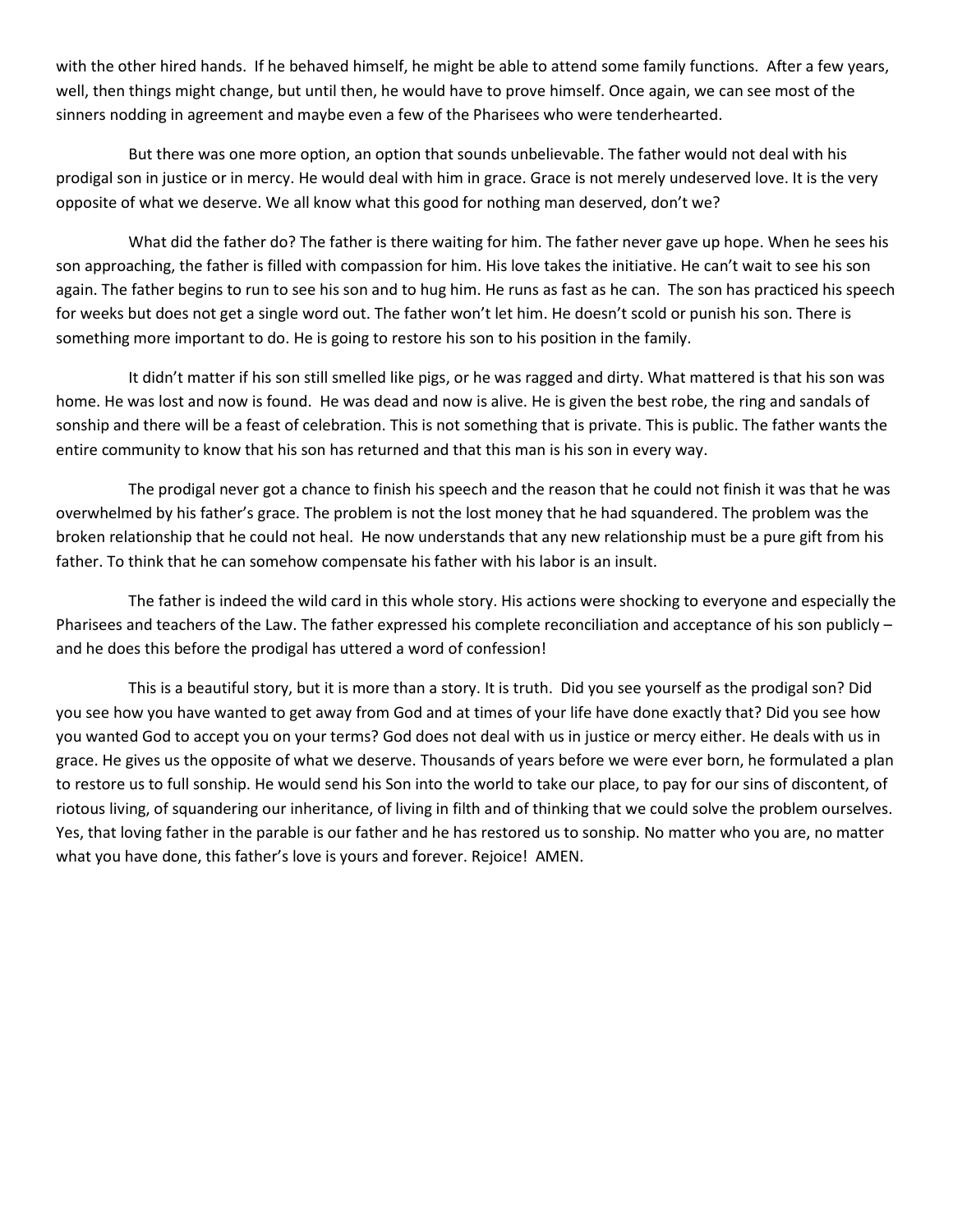with the other hired hands. If he behaved himself, he might be able to attend some family functions. After a few years, well, then things might change, but until then, he would have to prove himself. Once again, we can see most of the sinners nodding in agreement and maybe even a few of the Pharisees who were tenderhearted.

But there was one more option, an option that sounds unbelievable. The father would not deal with his prodigal son in justice or in mercy. He would deal with him in grace. Grace is not merely undeserved love. It is the very opposite of what we deserve. We all know what this good for nothing man deserved, don't we?

What did the father do? The father is there waiting for him. The father never gave up hope. When he sees his son approaching, the father is filled with compassion for him. His love takes the initiative. He can't wait to see his son again. The father begins to run to see his son and to hug him. He runs as fast as he can. The son has practiced his speech for weeks but does not get a single word out. The father won't let him. He doesn't scold or punish his son. There is something more important to do. He is going to restore his son to his position in the family.

It didn't matter if his son still smelled like pigs, or he was ragged and dirty. What mattered is that his son was home. He was lost and now is found. He was dead and now is alive. He is given the best robe, the ring and sandals of sonship and there will be a feast of celebration. This is not something that is private. This is public. The father wants the entire community to know that his son has returned and that this man is his son in every way.

The prodigal never got a chance to finish his speech and the reason that he could not finish it was that he was overwhelmed by his father's grace. The problem is not the lost money that he had squandered. The problem was the broken relationship that he could not heal. He now understands that any new relationship must be a pure gift from his father. To think that he can somehow compensate his father with his labor is an insult.

The father is indeed the wild card in this whole story. His actions were shocking to everyone and especially the Pharisees and teachers of the Law. The father expressed his complete reconciliation and acceptance of his son publicly – and he does this before the prodigal has uttered a word of confession!

This is a beautiful story, but it is more than a story. It is truth. Did you see yourself as the prodigal son? Did you see how you have wanted to get away from God and at times of your life have done exactly that? Did you see how you wanted God to accept you on your terms? God does not deal with us in justice or mercy either. He deals with us in grace. He gives us the opposite of what we deserve. Thousands of years before we were ever born, he formulated a plan to restore us to full sonship. He would send his Son into the world to take our place, to pay for our sins of discontent, of riotous living, of squandering our inheritance, of living in filth and of thinking that we could solve the problem ourselves. Yes, that loving father in the parable is our father and he has restored us to sonship. No matter who you are, no matter what you have done, this father's love is yours and forever. Rejoice! AMEN.